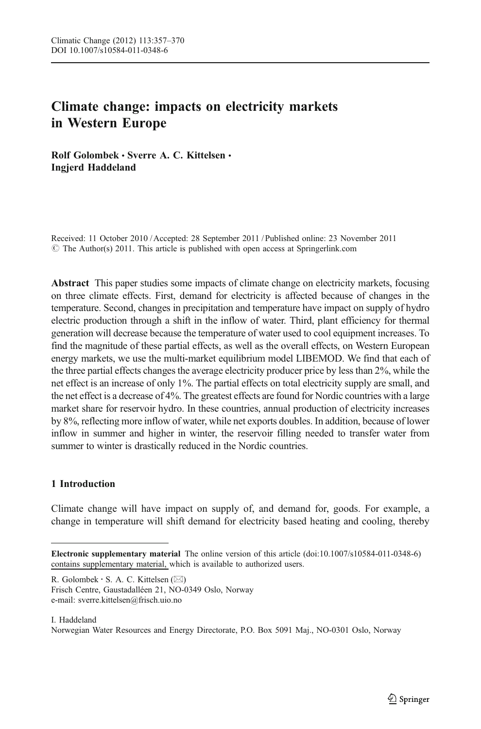# Climate change: impacts on electricity markets in Western Europe

**Rolf Golombek · Sverre A. C. Kittelsen · Ingjerd Haddeland**

Received: 11 October 2010 / Accepted: 28 September 2011 / Published online: 23 November 2011
© The Author(s) 2011. This article is published with open access at Springerlink.com

**Abstract** This paper studies some impacts of climate change on electricity markets, focusing on three climate effects. First, demand for electricity is affected because of changes in the temperature. Second, changes in precipitation and temperature have impact on supply of hydro electric production through a shift in the inflow of water. Third, plant efficiency for thermal generation will decrease because the temperature of water used to cool equipment increases. To find the magnitude of these partial effects, as well as the overall effects, on Western European energy markets, we use the multi-market equilibrium model LIBEMOD. We find that each of the three partial effects changes the average electricity producer price by less than 2%, while the net effect is an increase of only 1%. The partial effects on total electricity supply are small, and the net effect is a decrease of 4%. The greatest effects are found for Nordic countries with a large market share for reservoir hydro. In these countries, annual production of electricity increases by 8%, reflecting more inflow of water, while net exports doubles. In addition, because of lower inflow in summer and higher in winter, the reservoir filling needed to transfer water from summer to winter is drastically reduced in the Nordic countries.

## 1 Introduction

Climate change will have impact on supply of, and demand for, goods. For example, a change in temperature will shift demand for electricity based heating and cooling, thereby

---

**Electronic supplementary material** The online version of this article (doi:10.1007/s10584-011-0348-6) contains supplementary material, which is available to authorized users.

R. Golombek · S. A. C. Kittelsen (✉)
Frisch Centre, Gaustadalléen 21, NO-0349 Oslo, Norway
e-mail: sverre.kittelsen@frisch.uio.no

I. Haddeland
Norwegian Water Resources and Energy Directorate, P.O. Box 5091 Maj., NO-0301 Oslo, Norway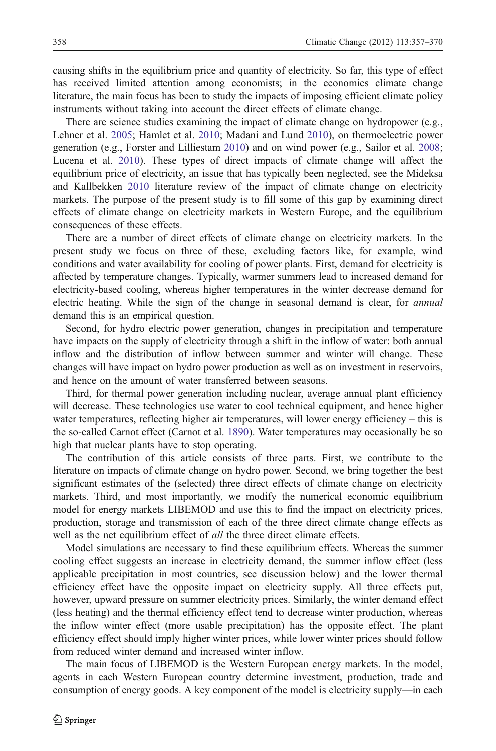causing shifts in the equilibrium price and quantity of electricity. So far, this type of effect has received limited attention among economists; in the economics climate change literature, the main focus has been to study the impacts of imposing efficient climate policy instruments without taking into account the direct effects of climate change.

There are science studies examining the impact of climate change on hydropower (e.g., Lehner et al. 2005; Hamlet et al. 2010; Madani and Lund 2010), on thermoelectric power generation (e.g., Forster and Lilliestam 2010) and on wind power (e.g., Sailor et al. 2008; Lucena et al. 2010). These types of direct impacts of climate change will affect the equilibrium price of electricity, an issue that has typically been neglected, see the Mideksa and Kallbekken 2010 literature review of the impact of climate change on electricity markets. The purpose of the present study is to fill some of this gap by examining direct effects of climate change on electricity markets in Western Europe, and the equilibrium consequences of these effects.

There are a number of direct effects of climate change on electricity markets. In the present study we focus on three of these, excluding factors like, for example, wind conditions and water availability for cooling of power plants. First, demand for electricity is affected by temperature changes. Typically, warmer summers lead to increased demand for electricity-based cooling, whereas higher temperatures in the winter decrease demand for electric heating. While the sign of the change in seasonal demand is clear, for *annual* demand this is an empirical question.

Second, for hydro electric power generation, changes in precipitation and temperature have impacts on the supply of electricity through a shift in the inflow of water: both annual inflow and the distribution of inflow between summer and winter will change. These changes will have impact on hydro power production as well as on investment in reservoirs, and hence on the amount of water transferred between seasons.

Third, for thermal power generation including nuclear, average annual plant efficiency will decrease. These technologies use water to cool technical equipment, and hence higher water temperatures, reflecting higher air temperatures, will lower energy efficiency – this is the so-called Carnot effect (Carnot et al. 1890). Water temperatures may occasionally be so high that nuclear plants have to stop operating.

The contribution of this article consists of three parts. First, we contribute to the literature on impacts of climate change on hydro power. Second, we bring together the best significant estimates of the (selected) three direct effects of climate change on electricity markets. Third, and most importantly, we modify the numerical economic equilibrium model for energy markets LIBEMOD and use this to find the impact on electricity prices, production, storage and transmission of each of the three direct climate change effects as well as the net equilibrium effect of *all* the three direct climate effects.

Model simulations are necessary to find these equilibrium effects. Whereas the summer cooling effect suggests an increase in electricity demand, the summer inflow effect (less applicable precipitation in most countries, see discussion below) and the lower thermal efficiency effect have the opposite impact on electricity supply. All three effects put, however, upward pressure on summer electricity prices. Similarly, the winter demand effect (less heating) and the thermal efficiency effect tend to decrease winter production, whereas the inflow winter effect (more usable precipitation) has the opposite effect. The plant efficiency effect should imply higher winter prices, while lower winter prices should follow from reduced winter demand and increased winter inflow.

The main focus of LIBEMOD is the Western European energy markets. In the model, agents in each Western European country determine investment, production, trade and consumption of energy goods. A key component of the model is electricity supply—in each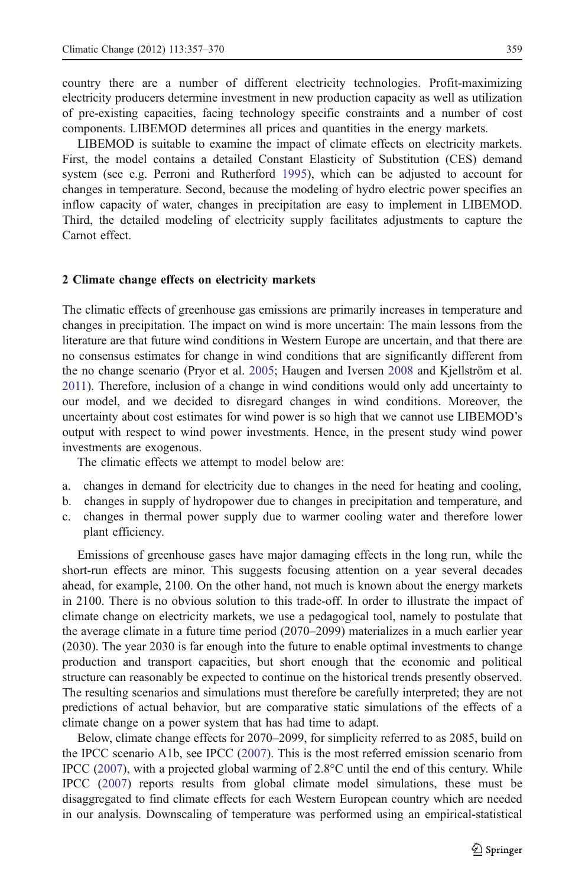country there are a number of different electricity technologies. Profit-maximizing electricity producers determine investment in new production capacity as well as utilization of pre-existing capacities, facing technology specific constraints and a number of cost components. LIBEMOD determines all prices and quantities in the energy markets.

LIBEMOD is suitable to examine the impact of climate effects on electricity markets. First, the model contains a detailed Constant Elasticity of Substitution (CES) demand system (see e.g. Perroni and Rutherford 1995), which can be adjusted to account for changes in temperature. Second, because the modeling of hydro electric power specifies an inflow capacity of water, changes in precipitation are easy to implement in LIBEMOD. Third, the detailed modeling of electricity supply facilitates adjustments to capture the Carnot effect.

## 2 Climate change effects on electricity markets

The climatic effects of greenhouse gas emissions are primarily increases in temperature and changes in precipitation. The impact on wind is more uncertain: The main lessons from the literature are that future wind conditions in Western Europe are uncertain, and that there are no consensus estimates for change in wind conditions that are significantly different from the no change scenario (Pryor et al. 2005; Haugen and Iversen 2008 and Kjellström et al. 2011). Therefore, inclusion of a change in wind conditions would only add uncertainty to our model, and we decided to disregard changes in wind conditions. Moreover, the uncertainty about cost estimates for wind power is so high that we cannot use LIBEMOD's output with respect to wind power investments. Hence, in the present study wind power investments are exogenous.

The climatic effects we attempt to model below are:

a. changes in demand for electricity due to changes in the need for heating and cooling,
b. changes in supply of hydropower due to changes in precipitation and temperature, and
c. changes in thermal power supply due to warmer cooling water and therefore lower plant efficiency.

Emissions of greenhouse gases have major damaging effects in the long run, while the short-run effects are minor. This suggests focusing attention on a year several decades ahead, for example, 2100. On the other hand, not much is known about the energy markets in 2100. There is no obvious solution to this trade-off. In order to illustrate the impact of climate change on electricity markets, we use a pedagogical tool, namely to postulate that the average climate in a future time period (2070–2099) materializes in a much earlier year (2030). The year 2030 is far enough into the future to enable optimal investments to change production and transport capacities, but short enough that the economic and political structure can reasonably be expected to continue on the historical trends presently observed. The resulting scenarios and simulations must therefore be carefully interpreted; they are not predictions of actual behavior, but are comparative static simulations of the effects of a climate change on a power system that has had time to adapt.

Below, climate change effects for 2070–2099, for simplicity referred to as 2085, build on the IPCC scenario A1b, see IPCC (2007). This is the most referred emission scenario from IPCC (2007), with a projected global warming of 2.8°C until the end of this century. While IPCC (2007) reports results from global climate model simulations, these must be disaggregated to find climate effects for each Western European country which are needed in our analysis. Downscaling of temperature was performed using an empirical-statistical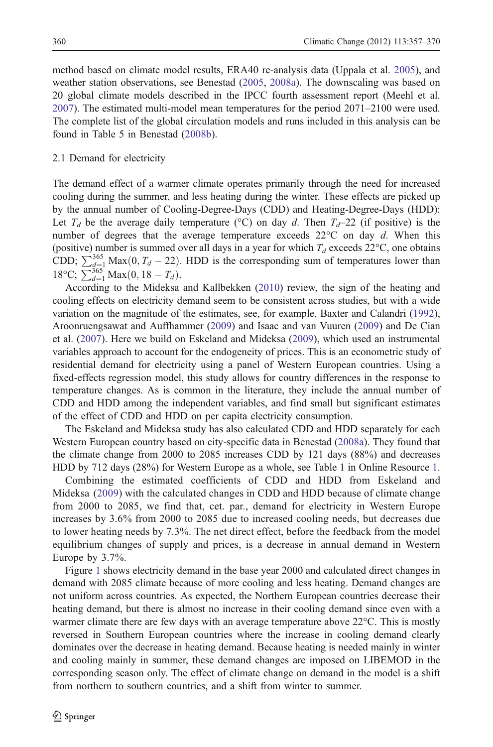method based on climate model results, ERA40 re-analysis data (Uppala et al. 2005), and weather station observations, see Benestad (2005, 2008a). The downscaling was based on 20 global climate models described in the IPCC fourth assessment report (Meehl et al. 2007). The estimated multi-model mean temperatures for the period 2071–2100 were used. The complete list of the global circulation models and runs included in this analysis can be found in Table 5 in Benestad (2008b).

## 2.1 Demand for electricity

The demand effect of a warmer climate operates primarily through the need for increased cooling during the summer, and less heating during the winter. These effects are picked up by the annual number of Cooling-Degree-Days (CDD) and Heating-Degree-Days (HDD): Let $T_d$ be the average daily temperature (°C) on day $d$. Then $T_d$–22 (if positive) is the number of degrees that the average temperature exceeds 22°C on day $d$. When this (positive) number is summed over all days in a year for which $T_d$ exceeds 22°C, one obtains CDD; $\sum_{d=1}^{365} \text{Max}(0, T_d - 22)$. HDD is the corresponding sum of temperatures lower than 18°C; $\sum_{d=1}^{365} \text{Max}(0, 18 - T_d)$.

According to the Mideksa and Kallbekken (2010) review, the sign of the heating and cooling effects on electricity demand seem to be consistent across studies, but with a wide variation on the magnitude of the estimates, see, for example, Baxter and Calandri (1992), Aroonruengsawat and Auffhammer (2009) and Isaac and van Vuuren (2009) and De Cian et al. (2007). Here we build on Eskeland and Mideksa (2009), which used an instrumental variables approach to account for the endogeneity of prices. This is an econometric study of residential demand for electricity using a panel of Western European countries. Using a fixed-effects regression model, this study allows for country differences in the response to temperature changes. As is common in the literature, they include the annual number of CDD and HDD among the independent variables, and find small but significant estimates of the effect of CDD and HDD on per capita electricity consumption.

The Eskeland and Mideksa study has also calculated CDD and HDD separately for each Western European country based on city-specific data in Benestad (2008a). They found that the climate change from 2000 to 2085 increases CDD by 121 days (88%) and decreases HDD by 712 days (28%) for Western Europe as a whole, see Table 1 in Online Resource 1.

Combining the estimated coefficients of CDD and HDD from Eskeland and Mideksa (2009) with the calculated changes in CDD and HDD because of climate change from 2000 to 2085, we find that, cet. par., demand for electricity in Western Europe increases by 3.6% from 2000 to 2085 due to increased cooling needs, but decreases due to lower heating needs by 7.3%. The net direct effect, before the feedback from the model equilibrium changes of supply and prices, is a decrease in annual demand in Western Europe by 3.7%.

Figure 1 shows electricity demand in the base year 2000 and calculated direct changes in demand with 2085 climate because of more cooling and less heating. Demand changes are not uniform across countries. As expected, the Northern European countries decrease their heating demand, but there is almost no increase in their cooling demand since even with a warmer climate there are few days with an average temperature above 22°C. This is mostly reversed in Southern European countries where the increase in cooling demand clearly dominates over the decrease in heating demand. Because heating is needed mainly in winter and cooling mainly in summer, these demand changes are imposed on LIBEMOD in the corresponding season only. The effect of climate change on demand in the model is a shift from northern to southern countries, and a shift from winter to summer.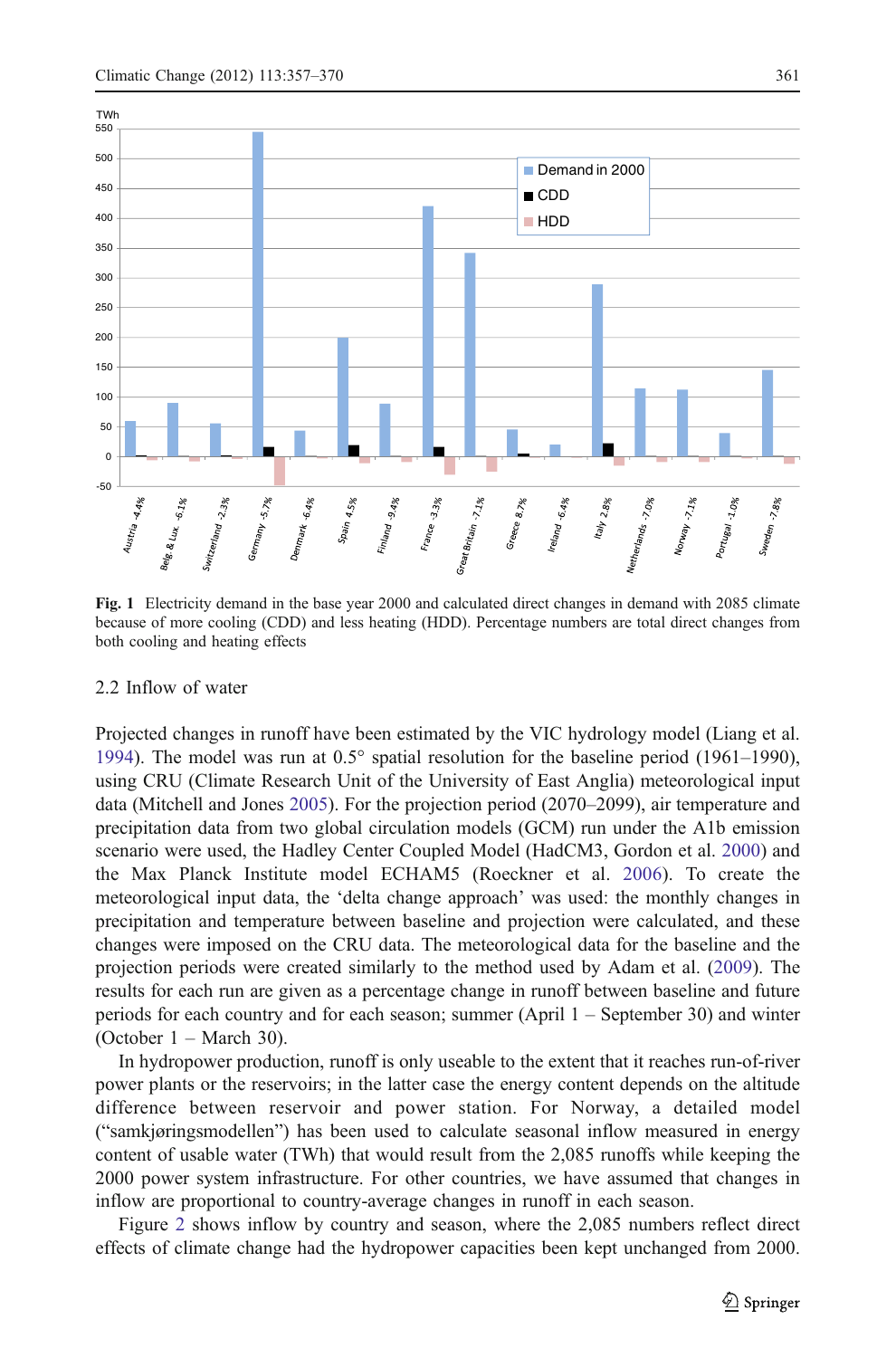Fig. 1 Electricity demand in the base year 2000 and calculated direct changes in demand with 2085 climate because of more cooling (CDD) and less heating (HDD). Percentage numbers are total direct changes from both cooling and heating effects

## 2.2 Inflow of water

Projected changes in runoff have been estimated by the VIC hydrology model (Liang et al. 1994). The model was run at 0.5° spatial resolution for the baseline period (1961–1990), using CRU (Climate Research Unit of the University of East Anglia) meteorological input data (Mitchell and Jones 2005). For the projection period (2070–2099), air temperature and precipitation data from two global circulation models (GCM) run under the A1b emission scenario were used, the Hadley Center Coupled Model (HadCM3, Gordon et al. 2000) and the Max Planck Institute model ECHAM5 (Roeckner et al. 2006). To create the meteorological input data, the 'delta change approach' was used: the monthly changes in precipitation and temperature between baseline and projection were calculated, and these changes were imposed on the CRU data. The meteorological data for the baseline and the projection periods were created similarly to the method used by Adam et al. (2009). The results for each run are given as a percentage change in runoff between baseline and future periods for each country and for each season; summer (April 1 – September 30) and winter (October 1 – March 30).

In hydropower production, runoff is only useable to the extent that it reaches run-of-river power plants or the reservoirs; in the latter case the energy content depends on the altitude difference between reservoir and power station. For Norway, a detailed model ("samkjøringsmodellen") has been used to calculate seasonal inflow measured in energy content of usable water (TWh) that would result from the 2,085 runoffs while keeping the 2000 power system infrastructure. For other countries, we have assumed that changes in inflow are proportional to country-average changes in runoff in each season.

Figure 2 shows inflow by country and season, where the 2,085 numbers reflect direct effects of climate change had the hydropower capacities been kept unchanged from 2000.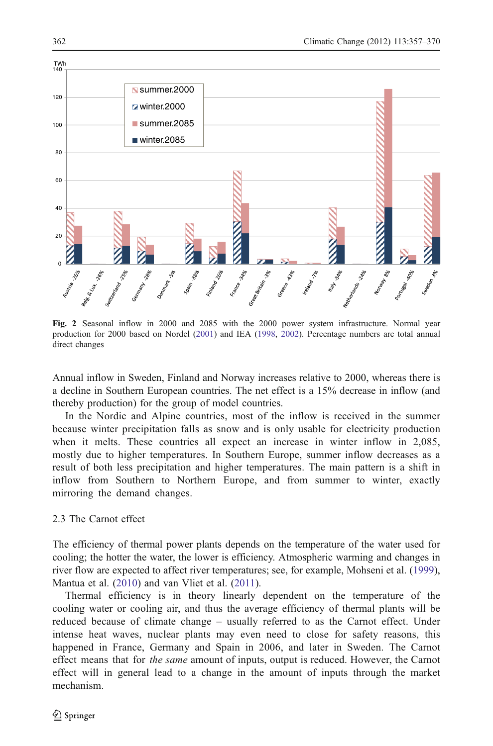**Fig. 2** Seasonal inflow in 2000 and 2085 with the 2000 power system infrastructure. Normal year production for 2000 based on Nordel (2001) and IEA (1998, 2002). Percentage numbers are total annual direct changes

Annual inflow in Sweden, Finland and Norway increases relative to 2000, whereas there is a decline in Southern European countries. The net effect is a 15% decrease in inflow (and thereby production) for the group of model countries.

In the Nordic and Alpine countries, most of the inflow is received in the summer because winter precipitation falls as snow and is only usable for electricity production when it melts. These countries all expect an increase in winter inflow in 2,085, mostly due to higher temperatures. In Southern Europe, summer inflow decreases as a result of both less precipitation and higher temperatures. The main pattern is a shift in inflow from Southern to Northern Europe, and from summer to winter, exactly mirroring the demand changes.

### 2.3 The Carnot effect

The efficiency of thermal power plants depends on the temperature of the water used for cooling; the hotter the water, the lower is efficiency. Atmospheric warming and changes in river flow are expected to affect river temperatures; see, for example, Mohseni et al. (1999), Mantua et al. (2010) and van Vliet et al. (2011).

Thermal efficiency is in theory linearly dependent on the temperature of the cooling water or cooling air, and thus the average efficiency of thermal plants will be reduced because of climate change – usually referred to as the Carnot effect. Under intense heat waves, nuclear plants may even need to close for safety reasons, this happened in France, Germany and Spain in 2006, and later in Sweden. The Carnot effect means that for *the same* amount of inputs, output is reduced. However, the Carnot effect will in general lead to a change in the amount of inputs through the market mechanism.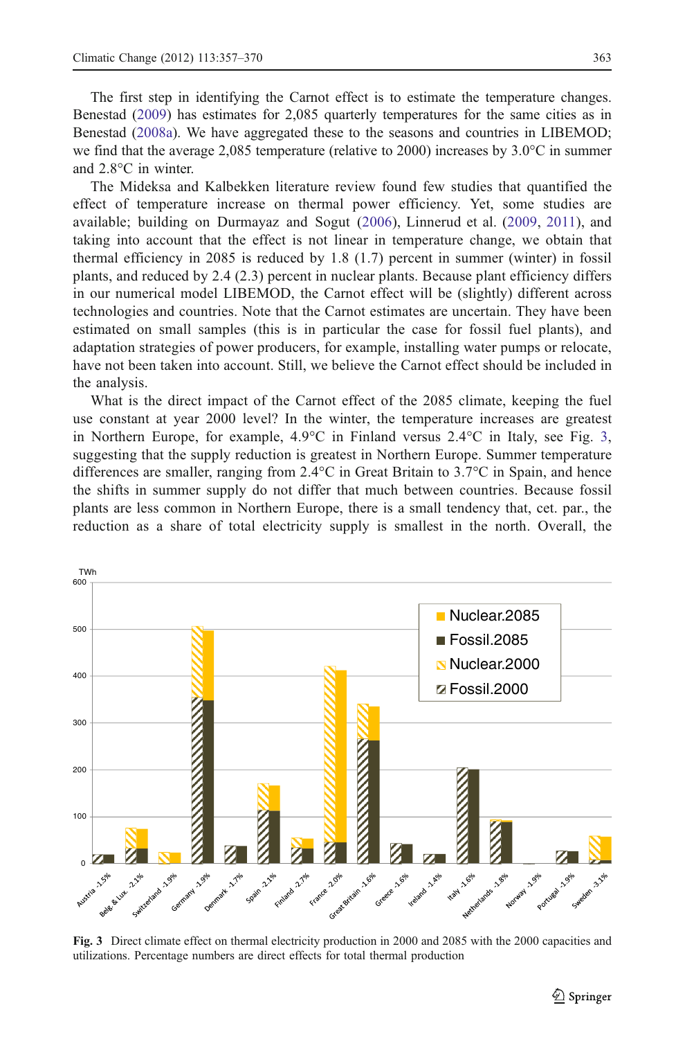The first step in identifying the Carnot effect is to estimate the temperature changes. Benestad (2009) has estimates for 2,085 quarterly temperatures for the same cities as in Benestad (2008a). We have aggregated these to the seasons and countries in LIBEMOD; we find that the average 2,085 temperature (relative to 2000) increases by 3.0°C in summer and 2.8°C in winter.

The Mideksa and Kalbekken literature review found few studies that quantified the effect of temperature increase on thermal power efficiency. Yet, some studies are available; building on Durmayaz and Sogut (2006), Linnerud et al. (2009, 2011), and taking into account that the effect is not linear in temperature change, we obtain that thermal efficiency in 2085 is reduced by 1.8 (1.7) percent in summer (winter) in fossil plants, and reduced by 2.4 (2.3) percent in nuclear plants. Because plant efficiency differs in our numerical model LIBEMOD, the Carnot effect will be (slightly) different across technologies and countries. Note that the Carnot estimates are uncertain. They have been estimated on small samples (this is in particular the case for fossil fuel plants), and adaptation strategies of power producers, for example, installing water pumps or relocate, have not been taken into account. Still, we believe the Carnot effect should be included in the analysis.

What is the direct impact of the Carnot effect of the 2085 climate, keeping the fuel use constant at year 2000 level? In the winter, the temperature increases are greatest in Northern Europe, for example, 4.9°C in Finland versus 2.4°C in Italy, see Fig. 3, suggesting that the supply reduction is greatest in Northern Europe. Summer temperature differences are smaller, ranging from 2.4°C in Great Britain to 3.7°C in Spain, and hence the shifts in summer supply do not differ that much between countries. Because fossil plants are less common in Northern Europe, there is a small tendency that, cet. par., the reduction as a share of total electricity supply is smallest in the north. Overall, the

**Fig. 3** Direct climate effect on thermal electricity production in 2000 and 2085 with the 2000 capacities and utilizations. Percentage numbers are direct effects for total thermal production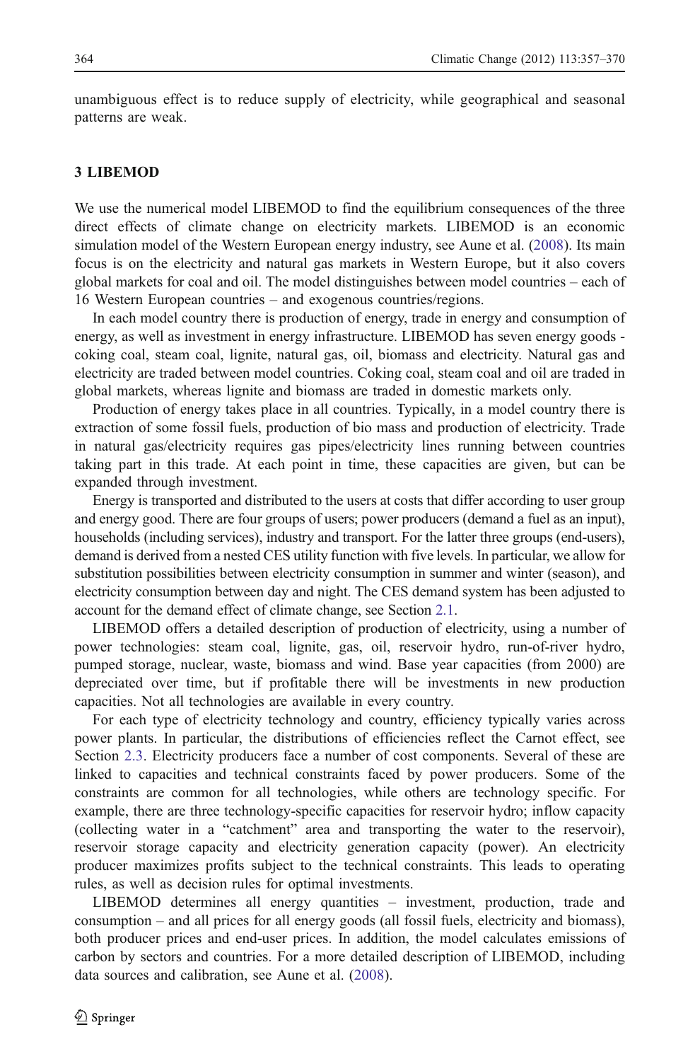unambiguous effect is to reduce supply of electricity, while geographical and seasonal patterns are weak.

## 3 LIBEMOD

We use the numerical model LIBEMOD to find the equilibrium consequences of the three direct effects of climate change on electricity markets. LIBEMOD is an economic simulation model of the Western European energy industry, see Aune et al. (2008). Its main focus is on the electricity and natural gas markets in Western Europe, but it also covers global markets for coal and oil. The model distinguishes between model countries – each of 16 Western European countries – and exogenous countries/regions.

In each model country there is production of energy, trade in energy and consumption of energy, as well as investment in energy infrastructure. LIBEMOD has seven energy goods - coking coal, steam coal, lignite, natural gas, oil, biomass and electricity. Natural gas and electricity are traded between model countries. Coking coal, steam coal and oil are traded in global markets, whereas lignite and biomass are traded in domestic markets only.

Production of energy takes place in all countries. Typically, in a model country there is extraction of some fossil fuels, production of bio mass and production of electricity. Trade in natural gas/electricity requires gas pipes/electricity lines running between countries taking part in this trade. At each point in time, these capacities are given, but can be expanded through investment.

Energy is transported and distributed to the users at costs that differ according to user group and energy good. There are four groups of users; power producers (demand a fuel as an input), households (including services), industry and transport. For the latter three groups (end-users), demand is derived from a nested CES utility function with five levels. In particular, we allow for substitution possibilities between electricity consumption in summer and winter (season), and electricity consumption between day and night. The CES demand system has been adjusted to account for the demand effect of climate change, see Section 2.1.

LIBEMOD offers a detailed description of production of electricity, using a number of power technologies: steam coal, lignite, gas, oil, reservoir hydro, run-of-river hydro, pumped storage, nuclear, waste, biomass and wind. Base year capacities (from 2000) are depreciated over time, but if profitable there will be investments in new production capacities. Not all technologies are available in every country.

For each type of electricity technology and country, efficiency typically varies across power plants. In particular, the distributions of efficiencies reflect the Carnot effect, see Section 2.3. Electricity producers face a number of cost components. Several of these are linked to capacities and technical constraints faced by power producers. Some of the constraints are common for all technologies, while others are technology specific. For example, there are three technology-specific capacities for reservoir hydro; inflow capacity (collecting water in a "catchment" area and transporting the water to the reservoir), reservoir storage capacity and electricity generation capacity (power). An electricity producer maximizes profits subject to the technical constraints. This leads to operating rules, as well as decision rules for optimal investments.

LIBEMOD determines all energy quantities – investment, production, trade and consumption – and all prices for all energy goods (all fossil fuels, electricity and biomass), both producer prices and end-user prices. In addition, the model calculates emissions of carbon by sectors and countries. For a more detailed description of LIBEMOD, including data sources and calibration, see Aune et al. (2008).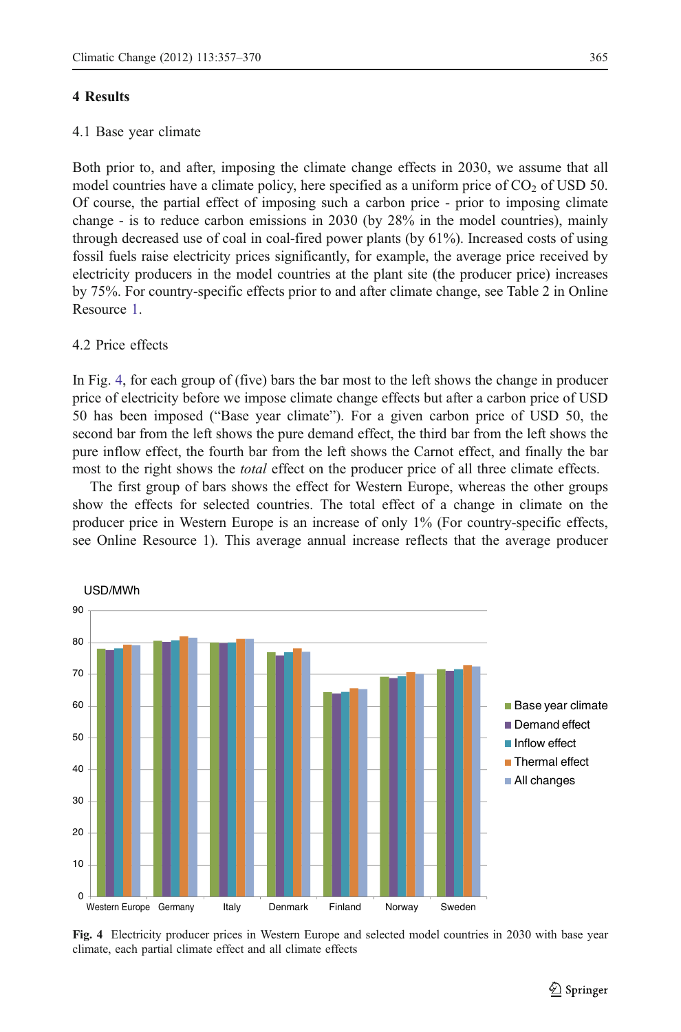## 4 Results

### 4.1 Base year climate

Both prior to, and after, imposing the climate change effects in 2030, we assume that all model countries have a climate policy, here specified as a uniform price of $CO_2$ of USD 50. Of course, the partial effect of imposing such a carbon price - prior to imposing climate change - is to reduce carbon emissions in 2030 (by 28% in the model countries), mainly through decreased use of coal in coal-fired power plants (by 61%). Increased costs of using fossil fuels raise electricity prices significantly, for example, the average price received by electricity producers in the model countries at the plant site (the producer price) increases by 75%. For country-specific effects prior to and after climate change, see Table 2 in Online Resource 1.

### 4.2 Price effects

In Fig. 4, for each group of (five) bars the bar most to the left shows the change in producer price of electricity before we impose climate change effects but after a carbon price of USD 50 has been imposed ("Base year climate"). For a given carbon price of USD 50, the second bar from the left shows the pure demand effect, the third bar from the left shows the pure inflow effect, the fourth bar from the left shows the Carnot effect, and finally the bar most to the right shows the *total* effect on the producer price of all three climate effects.

The first group of bars shows the effect for Western Europe, whereas the other groups show the effects for selected countries. The total effect of a change in climate on the producer price in Western Europe is an increase of only 1% (For country-specific effects, see Online Resource 1). This average annual increase reflects that the average producer

**Fig. 4** Electricity producer prices in Western Europe and selected model countries in 2030 with base year climate, each partial climate effect and all climate effects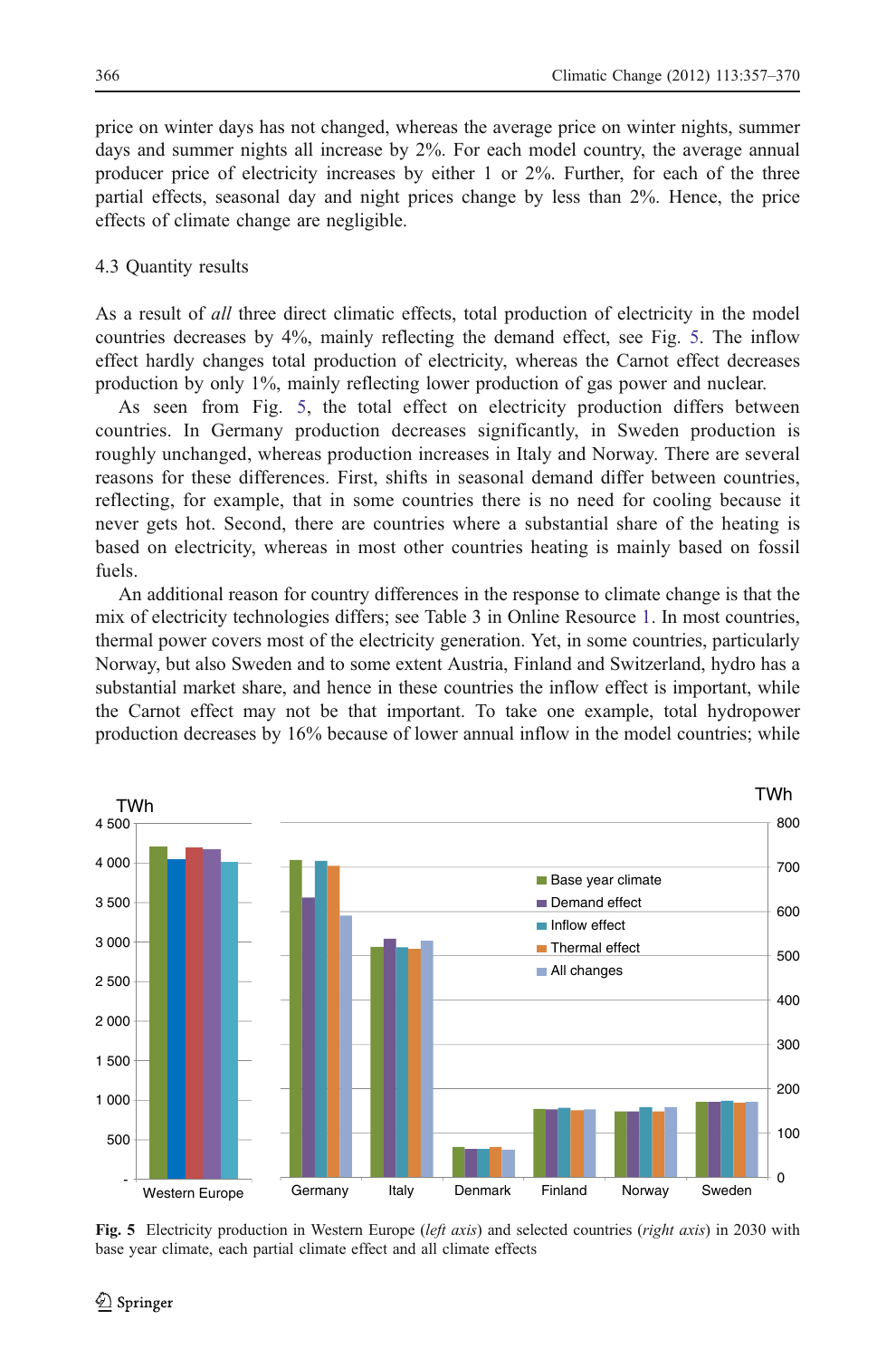price on winter days has not changed, whereas the average price on winter nights, summer days and summer nights all increase by 2%. For each model country, the average annual producer price of electricity increases by either 1 or 2%. Further, for each of the three partial effects, seasonal day and night prices change by less than 2%. Hence, the price effects of climate change are negligible.

### 4.3 Quantity results

As a result of *all* three direct climatic effects, total production of electricity in the model countries decreases by 4%, mainly reflecting the demand effect, see Fig. 5. The inflow effect hardly changes total production of electricity, whereas the Carnot effect decreases production by only 1%, mainly reflecting lower production of gas power and nuclear.

As seen from Fig. 5, the total effect on electricity production differs between countries. In Germany production decreases significantly, in Sweden production is roughly unchanged, whereas production increases in Italy and Norway. There are several reasons for these differences. First, shifts in seasonal demand differ between countries, reflecting, for example, that in some countries there is no need for cooling because it never gets hot. Second, there are countries where a substantial share of the heating is based on electricity, whereas in most other countries heating is mainly based on fossil fuels.

An additional reason for country differences in the response to climate change is that the mix of electricity technologies differs; see Table 3 in Online Resource 1. In most countries, thermal power covers most of the electricity generation. Yet, in some countries, particularly Norway, but also Sweden and to some extent Austria, Finland and Switzerland, hydro has a substantial market share, and hence in these countries the inflow effect is important, while the Carnot effect may not be that important. To take one example, total hydropower production decreases by 16% because of lower annual inflow in the model countries; while

**Fig. 5** Electricity production in Western Europe (*left axis*) and selected countries (*right axis*) in 2030 with base year climate, each partial climate effect and all climate effects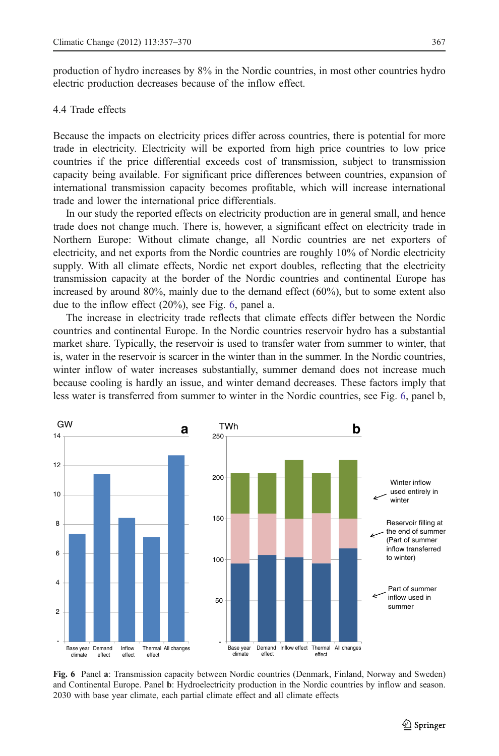production of hydro increases by 8% in the Nordic countries, in most other countries hydro electric production decreases because of the inflow effect.

### 4.4 Trade effects

Because the impacts on electricity prices differ across countries, there is potential for more trade in electricity. Electricity will be exported from high price countries to low price countries if the price differential exceeds cost of transmission, subject to transmission capacity being available. For significant price differences between countries, expansion of international transmission capacity becomes profitable, which will increase international trade and lower the international price differentials.

In our study the reported effects on electricity production are in general small, and hence trade does not change much. There is, however, a significant effect on electricity trade in Northern Europe: Without climate change, all Nordic countries are net exporters of electricity, and net exports from the Nordic countries are roughly 10% of Nordic electricity supply. With all climate effects, Nordic net export doubles, reflecting that the electricity transmission capacity at the border of the Nordic countries and continental Europe has increased by around 80%, mainly due to the demand effect (60%), but to some extent also due to the inflow effect (20%), see Fig. 6, panel a.

The increase in electricity trade reflects that climate effects differ between the Nordic countries and continental Europe. In the Nordic countries reservoir hydro has a substantial market share. Typically, the reservoir is used to transfer water from summer to winter, that is, water in the reservoir is scarcer in the winter than in the summer. In the Nordic countries, winter inflow of water increases substantially, summer demand does not increase much because cooling is hardly an issue, and winter demand decreases. These factors imply that less water is transferred from summer to winter in the Nordic countries, see Fig. 6, panel b,

**Fig. 6** Panel **a**: Transmission capacity between Nordic countries (Denmark, Finland, Norway and Sweden) and Continental Europe. Panel **b**: Hydroelectricity production in the Nordic countries by inflow and season. 2030 with base year climate, each partial climate effect and all climate effects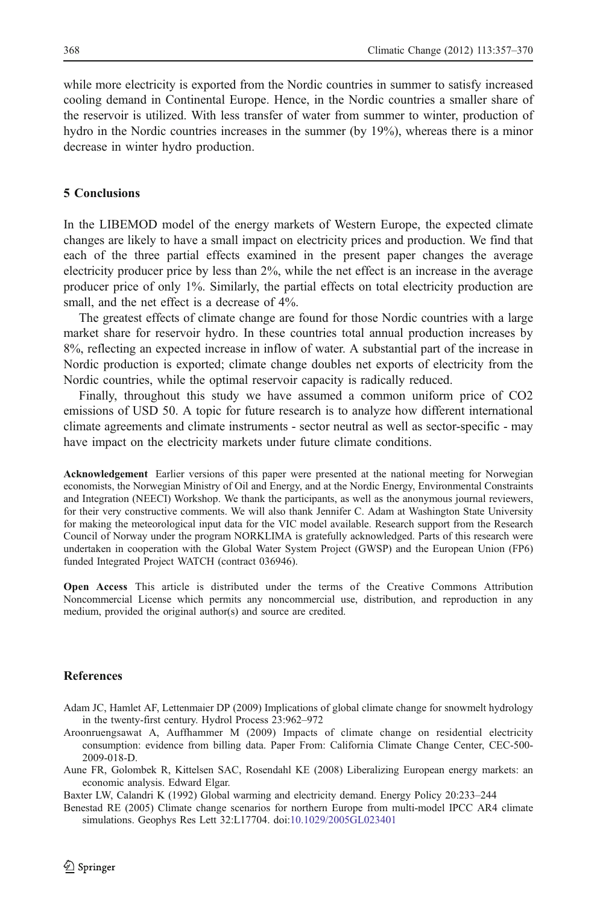while more electricity is exported from the Nordic countries in summer to satisfy increased cooling demand in Continental Europe. Hence, in the Nordic countries a smaller share of the reservoir is utilized. With less transfer of water from summer to winter, production of hydro in the Nordic countries increases in the summer (by 19%), whereas there is a minor decrease in winter hydro production.

## 5 Conclusions

In the LIBEMOD model of the energy markets of Western Europe, the expected climate changes are likely to have a small impact on electricity prices and production. We find that each of the three partial effects examined in the present paper changes the average electricity producer price by less than 2%, while the net effect is an increase in the average producer price of only 1%. Similarly, the partial effects on total electricity production are small, and the net effect is a decrease of 4%.

The greatest effects of climate change are found for those Nordic countries with a large market share for reservoir hydro. In these countries total annual production increases by 8%, reflecting an expected increase in inflow of water. A substantial part of the increase in Nordic production is exported; climate change doubles net exports of electricity from the Nordic countries, while the optimal reservoir capacity is radically reduced.

Finally, throughout this study we have assumed a common uniform price of CO2 emissions of USD 50. A topic for future research is to analyze how different international climate agreements and climate instruments - sector neutral as well as sector-specific - may have impact on the electricity markets under future climate conditions.

**Acknowledgement** Earlier versions of this paper were presented at the national meeting for Norwegian economists, the Norwegian Ministry of Oil and Energy, and at the Nordic Energy, Environmental Constraints and Integration (NEECI) Workshop. We thank the participants, as well as the anonymous journal reviewers, for their very constructive comments. We will also thank Jennifer C. Adam at Washington State University for making the meteorological input data for the VIC model available. Research support from the Research Council of Norway under the program NORKLIMA is gratefully acknowledged. Parts of this research were undertaken in cooperation with the Global Water System Project (GWSP) and the European Union (FP6) funded Integrated Project WATCH (contract 036946).

**Open Access** This article is distributed under the terms of the Creative Commons Attribution Noncommercial License which permits any noncommercial use, distribution, and reproduction in any medium, provided the original author(s) and source are credited.

## References

Adam JC, Hamlet AF, Lettenmaier DP (2009) Implications of global climate change for snowmelt hydrology in the twenty-first century. Hydrol Process 23:962–972

Aroonruengsawat A, Auffhammer M (2009) Impacts of climate change on residential electricity consumption: evidence from billing data. Paper From: California Climate Change Center, CEC-500-2009-018-D.

Aune FR, Golombek R, Kittelsen SAC, Rosendahl KE (2008) Liberalizing European energy markets: an economic analysis. Edward Elgar.

Baxter LW, Calandri K (1992) Global warming and electricity demand. Energy Policy 20:233–244

Benestad RE (2005) Climate change scenarios for northern Europe from multi-model IPCC AR4 climate simulations. Geophys Res Lett 32:L17704. doi:10.1029/2005GL023401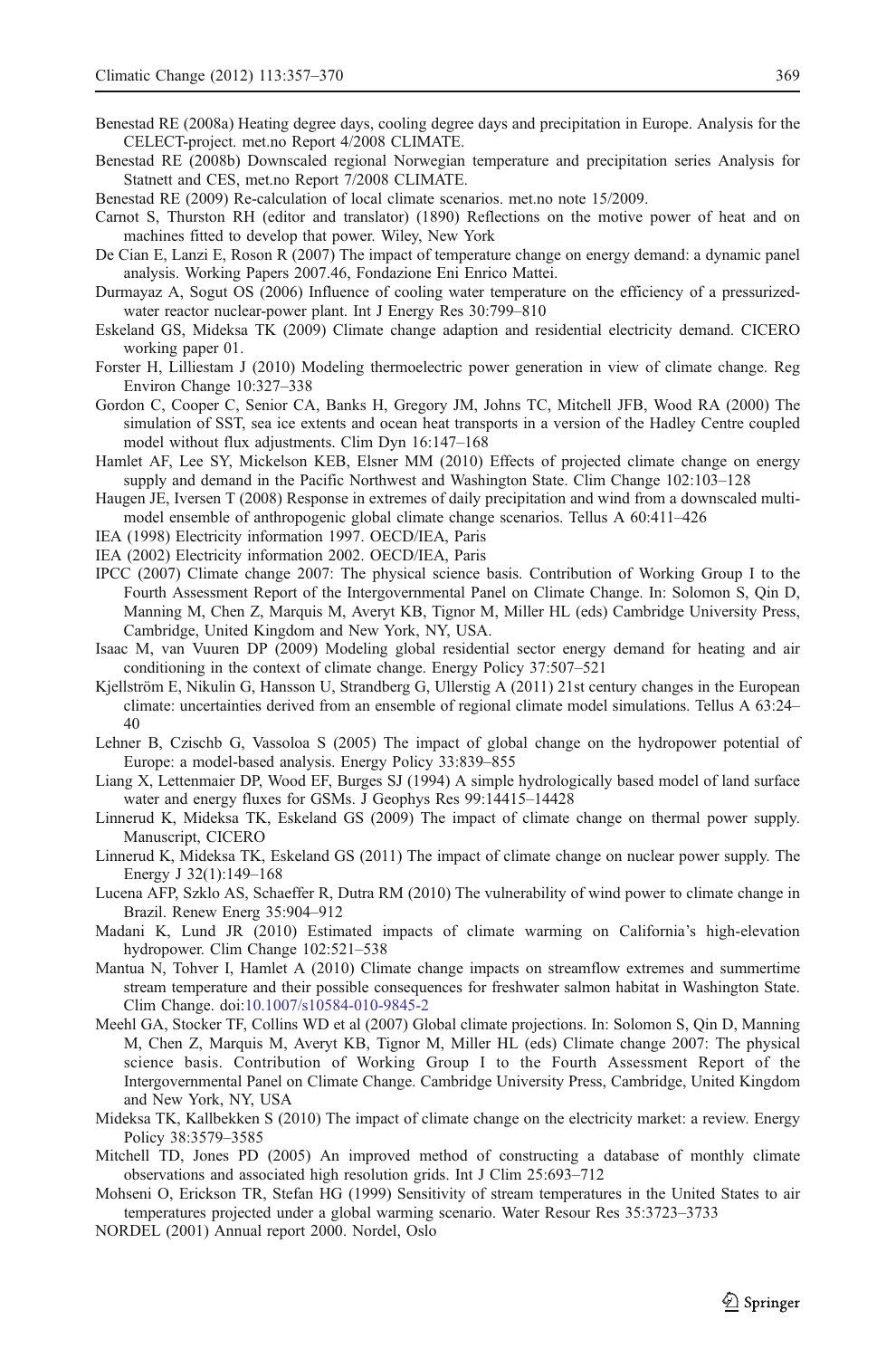Benestad RE (2008a) Heating degree days, cooling degree days and precipitation in Europe. Analysis for the CELECT-project. met.no Report 4/2008 CLIMATE.

Benestad RE (2008b) Downscaled regional Norwegian temperature and precipitation series Analysis for Statnett and CES, met.no Report 7/2008 CLIMATE.

Benestad RE (2009) Re-calculation of local climate scenarios. met.no note 15/2009.

Carnot S, Thurston RH (editor and translator) (1890) Reflections on the motive power of heat and on machines fitted to develop that power. Wiley, New York

De Cian E, Lanzi E, Roson R (2007) The impact of temperature change on energy demand: a dynamic panel analysis. Working Papers 2007.46, Fondazione Eni Enrico Mattei.

Durmayaz A, Sogut OS (2006) Influence of cooling water temperature on the efficiency of a pressurized-water reactor nuclear-power plant. Int J Energy Res 30:799–810

Eskeland GS, Mideksa TK (2009) Climate change adaption and residential electricity demand. CICERO working paper 01.

Forster H, Lilliestam J (2010) Modeling thermoelectric power generation in view of climate change. Reg Environ Change 10:327–338

Gordon C, Cooper C, Senior CA, Banks H, Gregory JM, Johns TC, Mitchell JFB, Wood RA (2000) The simulation of SST, sea ice extents and ocean heat transports in a version of the Hadley Centre coupled model without flux adjustments. Clim Dyn 16:147–168

Hamlet AF, Lee SY, Mickelson KEB, Elsner MM (2010) Effects of projected climate change on energy supply and demand in the Pacific Northwest and Washington State. Clim Change 102:103–128

Haugen JE, Iversen T (2008) Response in extremes of daily precipitation and wind from a downscaled multi-model ensemble of anthropogenic global climate change scenarios. Tellus A 60:411–426

IEA (1998) Electricity information 1997. OECD/IEA, Paris

IEA (2002) Electricity information 2002. OECD/IEA, Paris

IPCC (2007) Climate change 2007: The physical science basis. Contribution of Working Group I to the Fourth Assessment Report of the Intergovernmental Panel on Climate Change. In: Solomon S, Qin D, Manning M, Chen Z, Marquis M, Averyt KB, Tignor M, Miller HL (eds) Cambridge University Press, Cambridge, United Kingdom and New York, NY, USA.

Isaac M, van Vuuren DP (2009) Modeling global residential sector energy demand for heating and air conditioning in the context of climate change. Energy Policy 37:507–521

Kjellström E, Nikulin G, Hansson U, Strandberg G, Ullerstig A (2011) 21st century changes in the European climate: uncertainties derived from an ensemble of regional climate model simulations. Tellus A 63:24–40

Lehner B, Czischb G, Vassoloa S (2005) The impact of global change on the hydropower potential of Europe: a model-based analysis. Energy Policy 33:839–855

Liang X, Lettenmaier DP, Wood EF, Burges SJ (1994) A simple hydrologically based model of land surface water and energy fluxes for GSMs. J Geophys Res 99:14415–14428

Linnerud K, Mideksa TK, Eskeland GS (2009) The impact of climate change on thermal power supply. Manuscript, CICERO

Linnerud K, Mideksa TK, Eskeland GS (2011) The impact of climate change on nuclear power supply. The Energy J 32(1):149–168

Lucena AFP, Szklo AS, Schaeffer R, Dutra RM (2010) The vulnerability of wind power to climate change in Brazil. Renew Energ 35:904–912

Madani K, Lund JR (2010) Estimated impacts of climate warming on California's high-elevation hydropower. Clim Change 102:521–538

Mantua N, Tohver I, Hamlet A (2010) Climate change impacts on streamflow extremes and summertime stream temperature and their possible consequences for freshwater salmon habitat in Washington State. Clim Change. doi:10.1007/s10584-010-9845-2

Meehl GA, Stocker TF, Collins WD et al (2007) Global climate projections. In: Solomon S, Qin D, Manning M, Chen Z, Marquis M, Averyt KB, Tignor M, Miller HL (eds) Climate change 2007: The physical science basis. Contribution of Working Group I to the Fourth Assessment Report of the Intergovernmental Panel on Climate Change. Cambridge University Press, Cambridge, United Kingdom and New York, NY, USA

Mideksa TK, Kallbekken S (2010) The impact of climate change on the electricity market: a review. Energy Policy 38:3579–3585

Mitchell TD, Jones PD (2005) An improved method of constructing a database of monthly climate observations and associated high resolution grids. Int J Clim 25:693–712

Mohseni O, Erickson TR, Stefan HG (1999) Sensitivity of stream temperatures in the United States to air temperatures projected under a global warming scenario. Water Resour Res 35:3723–3733

NORDEL (2001) Annual report 2000. Nordel, Oslo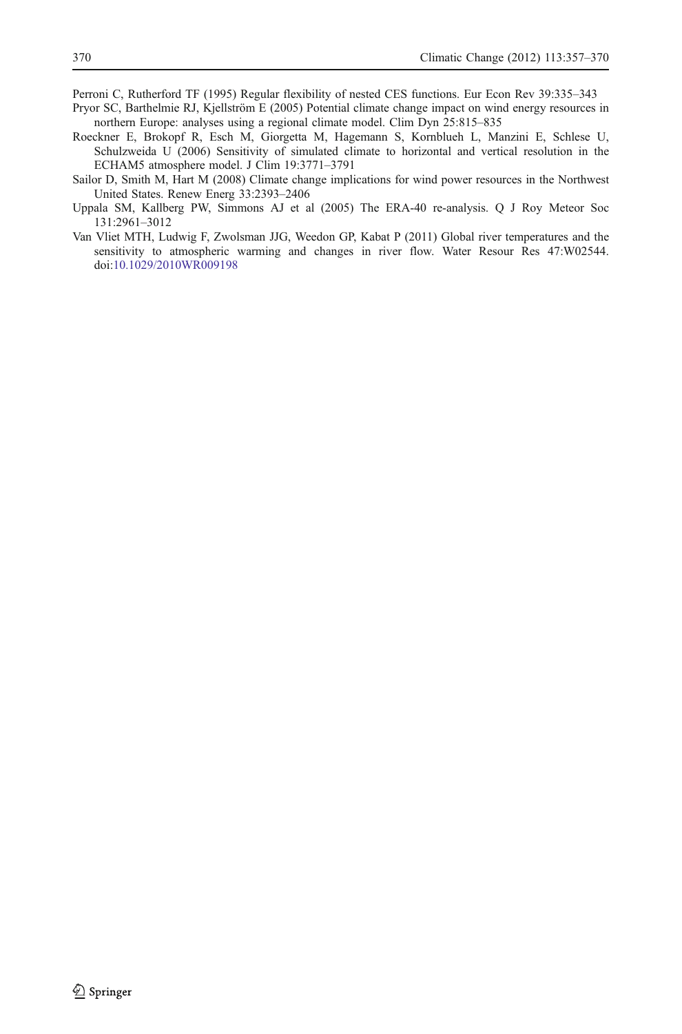Perroni C, Rutherford TF (1995) Regular flexibility of nested CES functions. Eur Econ Rev 39:335–343

Pryor SC, Barthelmie RJ, Kjellström E (2005) Potential climate change impact on wind energy resources in northern Europe: analyses using a regional climate model. Clim Dyn 25:815–835

Roeckner E, Brokopf R, Esch M, Giorgetta M, Hagemann S, Kornblueh L, Manzini E, Schlese U, Schulzweida U (2006) Sensitivity of simulated climate to horizontal and vertical resolution in the ECHAM5 atmosphere model. J Clim 19:3771–3791

Sailor D, Smith M, Hart M (2008) Climate change implications for wind power resources in the Northwest United States. Renew Energ 33:2393–2406

Uppala SM, Kallberg PW, Simmons AJ et al (2005) The ERA-40 re-analysis. Q J Roy Meteor Soc 131:2961–3012

Van Vliet MTH, Ludwig F, Zwolsman JJG, Weedon GP, Kabat P (2011) Global river temperatures and the sensitivity to atmospheric warming and changes in river flow. Water Resour Res 47:W02544. doi:10.1029/2010WR009198